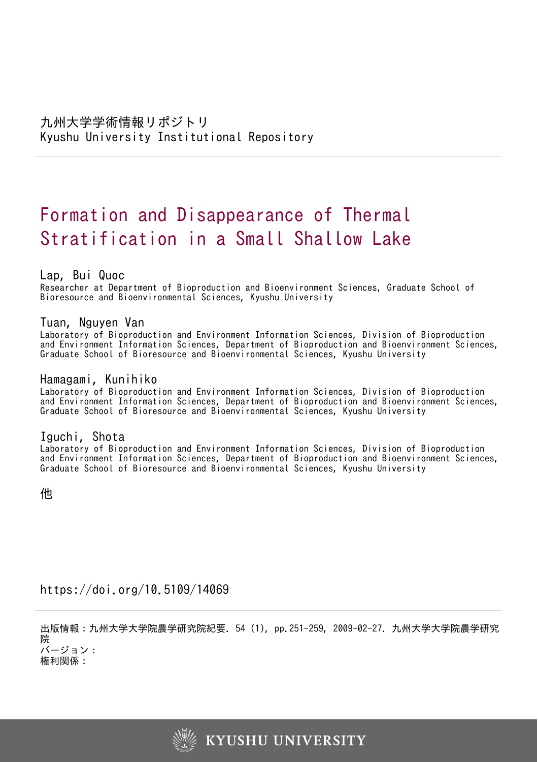九州大学学術情報リポジトリ
Kyushu University Institutional Repository

# Formation and Disappearance of Thermal Stratification in a Small Shallow Lake

**Lap, Bui Quoc**
Researcher at Department of Bioproduction and Bioenvironment Sciences, Graduate School of Bioresource and Bioenvironmental Sciences, Kyushu University

**Tuan, Nguyen Van**
Laboratory of Bioproduction and Environment Information Sciences, Division of Bioproduction and Environment Information Sciences, Department of Bioproduction and Bioenvironment Sciences, Graduate School of Bioresource and Bioenvironmental Sciences, Kyushu University

**Hamagami, Kunihiko**
Laboratory of Bioproduction and Environment Information Sciences, Division of Bioproduction and Environment Information Sciences, Department of Bioproduction and Bioenvironment Sciences, Graduate School of Bioresource and Bioenvironmental Sciences, Kyushu University

**Iguchi, Shota**
Laboratory of Bioproduction and Environment Information Sciences, Division of Bioproduction and Environment Information Sciences, Department of Bioproduction and Bioenvironment Sciences, Graduate School of Bioresource and Bioenvironmental Sciences, Kyushu University

他

https://doi.org/10.5109/14069

出版情報：九州大学大学院農学研究院紀要. 54 (1), pp.251-259, 2009-02-27. 九州大学大学院農学研究院
バージョン：
権利関係：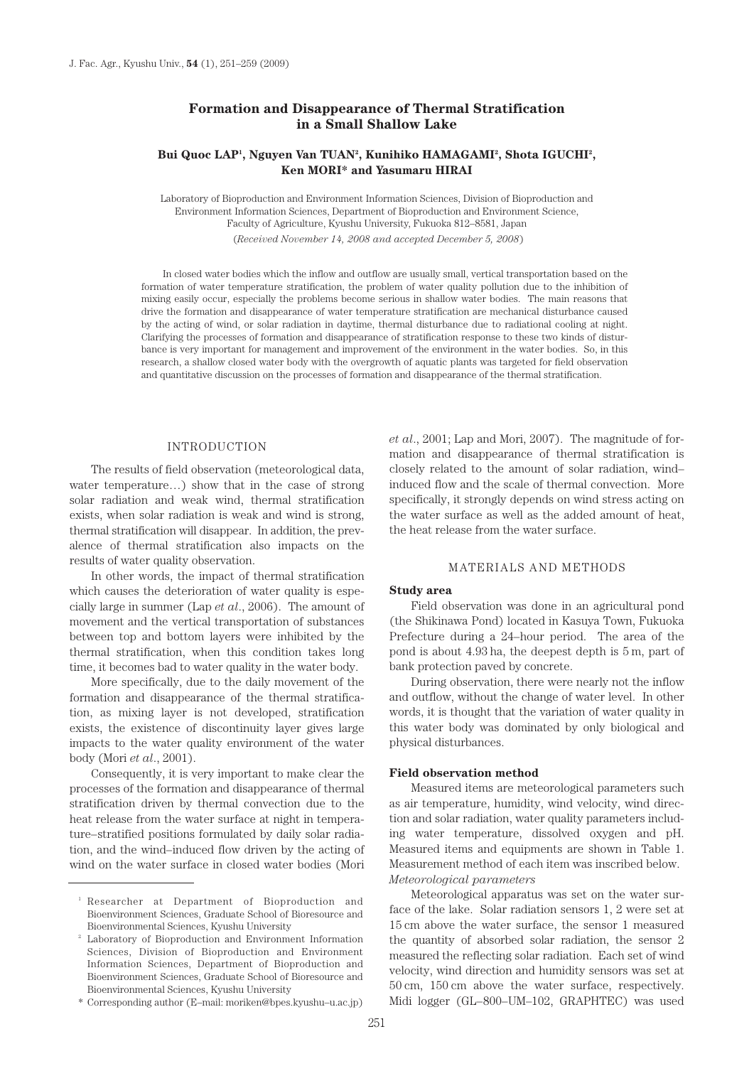# Formation and Disappearance of Thermal Stratification in a Small Shallow Lake

**Bui Quoc LAP[1], Nguyen Van TUAN[2], Kunihiko HAMAGAMI[2], Shota IGUCHI[2], Ken MORI* and Yasumaru HIRAI**

Laboratory of Bioproduction and Environment Information Sciences, Division of Bioproduction and Environment Information Sciences, Department of Bioproduction and Environment Science, Faculty of Agriculture, Kyushu University, Fukuoka 812–8581, Japan

(*Received November 14, 2008 and accepted December 5, 2008*)

In closed water bodies which the inflow and outflow are usually small, vertical transportation based on the formation of water temperature stratification, the problem of water quality pollution due to the inhibition of mixing easily occur, especially the problems become serious in shallow water bodies. The main reasons that drive the formation and disappearance of water temperature stratification are mechanical disturbance caused by the acting of wind, or solar radiation in daytime, thermal disturbance due to radiational cooling at night. Clarifying the processes of formation and disappearance of stratification response to these two kinds of disturbance is very important for management and improvement of the environment in the water bodies. So, in this research, a shallow closed water body with the overgrowth of aquatic plants was targeted for field observation and quantitative discussion on the processes of formation and disappearance of the thermal stratification.

## INTRODUCTION

The results of field observation (meteorological data, water temperature…) show that in the case of strong solar radiation and weak wind, thermal stratification exists, when solar radiation is weak and wind is strong, thermal stratification will disappear. In addition, the prevalence of thermal stratification also impacts on the results of water quality observation.

In other words, the impact of thermal stratification which causes the deterioration of water quality is especially large in summer (Lap *et al*., 2006). The amount of movement and the vertical transportation of substances between top and bottom layers were inhibited by the thermal stratification, when this condition takes long time, it becomes bad to water quality in the water body.

More specifically, due to the daily movement of the formation and disappearance of the thermal stratification, as mixing layer is not developed, stratification exists, the existence of discontinuity layer gives large impacts to the water quality environment of the water body (Mori *et al*., 2001).

Consequently, it is very important to make clear the processes of the formation and disappearance of thermal stratification driven by thermal convection due to the heat release from the water surface at night in temperature–stratified positions formulated by daily solar radiation, and the wind–induced flow driven by the acting of wind on the water surface in closed water bodies (Mori *et al*., 2001; Lap and Mori, 2007). The magnitude of formation and disappearance of thermal stratification is closely related to the amount of solar radiation, wind–induced flow and the scale of thermal convection. More specifically, it strongly depends on wind stress acting on the water surface as well as the added amount of heat, the heat release from the water surface.

## MATERIALS AND METHODS

### Study area

Field observation was done in an agricultural pond (the Shikinawa Pond) located in Kasuya Town, Fukuoka Prefecture during a 24–hour period. The area of the pond is about 4.93 ha, the deepest depth is 5 m, part of bank protection paved by concrete.

During observation, there were nearly not the inflow and outflow, without the change of water level. In other words, it is thought that the variation of water quality in this water body was dominated by only biological and physical disturbances.

### Field observation method

Measured items are meteorological parameters such as air temperature, humidity, wind velocity, wind direction and solar radiation, water quality parameters including water temperature, dissolved oxygen and pH. Measured items and equipments are shown in Table 1. Measurement method of each item was inscribed below.

*Meteorological parameters*

Meteorological apparatus was set on the water surface of the lake. Solar radiation sensors 1, 2 were set at 15 cm above the water surface, the sensor 1 measured the quantity of absorbed solar radiation, the sensor 2 measured the reflecting solar radiation. Each set of wind velocity, wind direction and humidity sensors was set at 50 cm, 150 cm above the water surface, respectively. Midi logger (GL–800–UM–102, GRAPHTEC) was used

---

[1] Researcher at Department of Bioproduction and Bioenvironment Sciences, Graduate School of Bioresource and Bioenvironmental Sciences, Kyushu University

[2] Laboratory of Bioproduction and Environment Information Sciences, Division of Bioproduction and Environment Information Sciences, Department of Bioproduction and Bioenvironment Sciences, Graduate School of Bioresource and Bioenvironmental Sciences, Kyushu University

\* Corresponding author (E–mail: moriken@bpes.kyushu–u.ac.jp)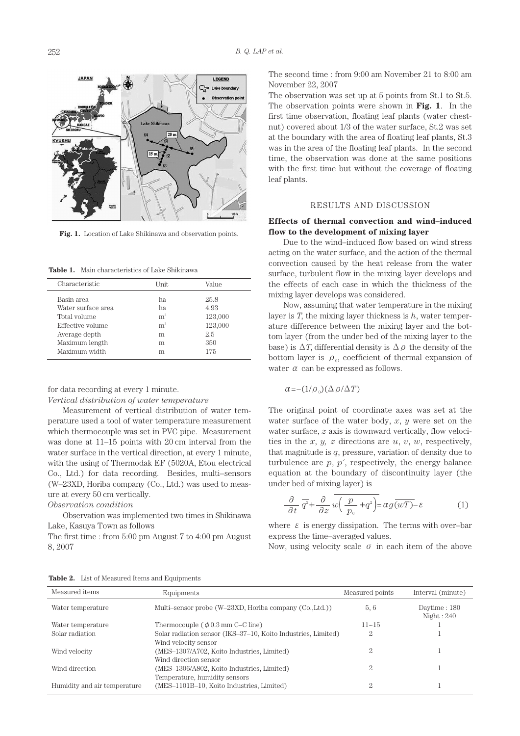Fig. 1. Location of Lake Shikinawa and observation points.

**Table 1.** Main characteristics of Lake Shikinawa

| Characteristic | Unit | Value |
|---|---|---|
| Basin area | ha | 25.8 |
| Water surface area | ha | 4.93 |
| Total volume | m$^3$ | 123,000 |
| Effective volume | m$^3$ | 123,000 |
| Average depth | m | 2.5 |
| Maximum length | m | 350 |
| Maximum width | m | 175 |

for data recording at every 1 minute.

*Vertical distribution of water temperature*

Measurement of vertical distribution of water temperature used a tool of water temperature measurement which thermocouple was set in PVC pipe. Measurement was done at 11–15 points with 20 cm interval from the water surface in the vertical direction, at every 1 minute, with the using of Thermodak EF (5020A, Etou electrical Co., Ltd.) for data recording. Besides, multi–sensors (W–23XD, Horiba company (Co., Ltd.) was used to measure at every 50 cm vertically.

*Observation condition*

Observation was implemented two times in Shikinawa Lake, Kasuya Town as follows

The first time : from 5:00 pm August 7 to 4:00 pm August 8, 2007

The second time : from 9:00 am November 21 to 8:00 am November 22, 2007

The observation was set up at 5 points from St.1 to St.5. The observation points were shown in **Fig. 1**. In the first time observation, floating leaf plants (water chestnut) covered about 1/3 of the water surface, St.2 was set at the boundary with the area of floating leaf plants, St.3 was in the area of the floating leaf plants. In the second time, the observation was done at the same positions with the first time but without the coverage of floating leaf plants.

## RESULTS AND DISCUSSION

### Effects of thermal convection and wind–induced flow to the development of mixing layer

Due to the wind–induced flow based on wind stress acting on the water surface, and the action of the thermal convection caused by the heat release from the water surface, turbulent flow in the mixing layer develops and the effects of each case in which the thickness of the mixing layer develops was considered.

Now, assuming that water temperature in the mixing layer is $T$, the mixing layer thickness is $h$, water temperature difference between the mixing layer and the bottom layer (from the under bed of the mixing layer to the base) is $\Delta T$, differential density is $\Delta\rho$ the density of the bottom layer is $\rho_0$, coefficient of thermal expansion of water $\alpha$ can be expressed as follows.

$$\alpha = -(1/\rho_0)(\Delta\rho/\Delta T)$$

The original point of coordinate axes was set at the water surface of the water body, $x$, $y$ were set on the water surface, $z$ axis is downward vertically, flow velocities in the $x$, $y$, $z$ directions are $u$, $v$, $w$, respectively, that magnitude is $q$, pressure, variation of density due to turbulence are $p$, $p'$, respectively, the energy balance equation at the boundary of discontinuity layer (the under bed of mixing layer) is

$$\frac{\partial}{\partial t}\overline{q^2} + \frac{\partial}{\partial z}\overline{w\left(\frac{p}{p_0}+q^2\right)} = \alpha g\overline{(wT)} - \varepsilon \qquad (1)$$

where $\varepsilon$ is energy dissipation. The terms with over–bar express the time–averaged values.

Now, using velocity scale $\sigma$ in each item of the above

**Table 2.** List of Measured Items and Equipments

| Measured items | Equipments | Measured points | Interval (minute) |
|---|---|---|---|
| Water temperature | Multi–sensor probe (W–23XD, Horiba company (Co.,Ltd.)) | 5, 6 | Daytime : 180<br>Night : 240 |
| Water temperature | Thermocouple ($\phi$ 0.3 mm C–C line) | 11~15 | 1 |
| Solar radiation | Solar radiation sensor (IKS–37–10, Koito Industries, Limited) | 2 | 1 |
| Wind velocity | Wind velocity sensor (MES–1307/A702, Koito Industries, Limited) | 2 | 1 |
| Wind direction | Wind direction sensor (MES–1306/A802, Koito Industries, Limited) | 2 | 1 |
| Humidity and air temperature | Temperature, humidity sensors (MES–1101B–10, Koito Industries, Limited) | 2 | 1 |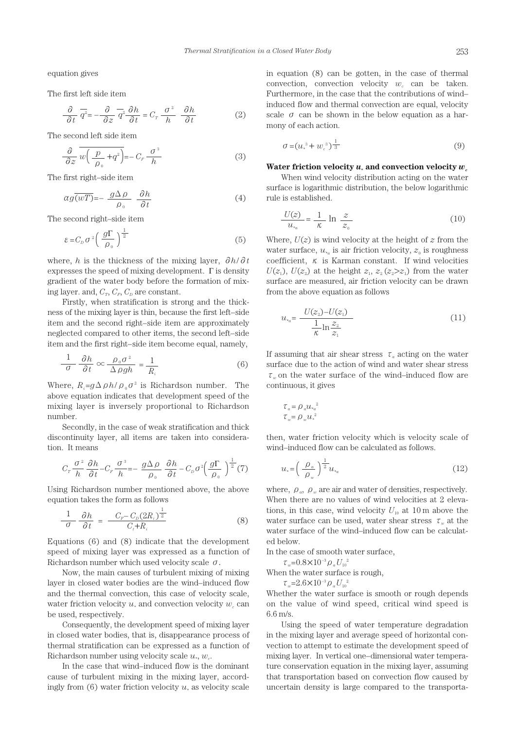equation gives

The first left side item

$$\frac{\partial}{\partial t}\overline{q^2} = -\frac{\partial}{\partial z}\overline{q^2}\frac{\partial h}{\partial t} = C_T \frac{\sigma^2}{h} \frac{\partial h}{\partial t} \tag{2}$$

The second left side item

$$\frac{\partial}{\partial z}\overline{w\left(\frac{p}{\rho_0}+q^2\right)} = -C_F \frac{\sigma^3}{h} \tag{3}$$

The first right–side item

$$\alpha g\overline{(wT)} = -\frac{g\Delta\rho}{\rho_0}\frac{\partial h}{\partial t} \tag{4}$$

The second right–side item

$$\varepsilon = C_D \sigma^2\left(\frac{g\Gamma}{\rho_0}\right)^{\frac{1}{2}} \tag{5}$$

where, $h$ is the thickness of the mixing layer, $\partial h/\partial t$ expresses the speed of mixing development. $\Gamma$ is density gradient of the water body before the formation of mixing layer. and, $C_T$, $C_F$, $C_D$ are constant.

Firstly, when stratification is strong and the thickness of the mixing layer is thin, because the first left–side item and the second right–side item are approximately neglected compared to other items, the second left–side item and the first right–side item become equal, namely,

$$\frac{1}{\sigma}\frac{\partial h}{\partial t} \propto \frac{\rho_0\sigma^2}{\Delta\rho g h} = \frac{1}{R_i} \tag{6}$$

Where, $R_i = g\Delta\rho h/\rho_0\sigma^2$ is Richardson number. The above equation indicates that development speed of the mixing layer is inversely proportional to Richardson number.

Secondly, in the case of weak stratification and thick discontinuity layer, all items are taken into consideration. It means

$$C_T\frac{\sigma^2}{h}\frac{\partial h}{\partial t} - C_F\frac{\sigma^3}{h} = -\frac{g\Delta\rho}{\rho_0}\frac{\partial h}{\partial t} - C_D\sigma^2\left(\frac{g\Gamma}{\rho_0}\right)^{\frac{1}{2}} \tag{7}$$

Using Richardson number mentioned above, the above equation takes the form as follows

$$\frac{1}{\sigma}\frac{\partial h}{\partial t} = \frac{C_F - C_D(2R_i)^{\frac{1}{2}}}{C_t + R_i} \tag{8}$$

Equations (6) and (8) indicate that the development speed of mixing layer was expressed as a function of Richardson number which used velocity scale $\sigma$.

Now, the main causes of turbulent mixing of mixing layer in closed water bodies are the wind–induced flow and the thermal convection, this case of velocity scale, water friction velocity $u_*$ and convection velocity $w_c$ can be used, respectively.

Consequently, the development speed of mixing layer in closed water bodies, that is, disappearance process of thermal stratification can be expressed as a function of Richardson number using velocity scale $u_*$, $w_c$.

In the case that wind–induced flow is the dominant cause of turbulent mixing in the mixing layer, accordingly from (6) water friction velocity $u_*$ as velocity scale in equation (8) can be gotten, in the case of thermal convection, convection velocity $w_c$ can be taken. Furthermore, in the case that the contributions of wind–induced flow and thermal convection are equal, velocity scale $\sigma$ can be shown in the below equation as a harmony of each action.

$$\sigma = (u_*^3 + w_c^3)^{\frac{1}{3}} \tag{9}$$

**Water friction velocity $u_*$ and convection velocity $w_c$**

When wind velocity distribution acting on the water surface is logarithmic distribution, the below logarithmic rule is established.

$$\frac{U(z)}{u_{*a}} = \frac{1}{\kappa}\ln\frac{z}{z_0} \tag{10}$$

Where, $U(z)$ is wind velocity at the height of $z$ from the water surface, $u_{*a}$ is air friction velocity, $z_0$ is roughness coefficient, $\kappa$ is Karman constant. If wind velocities $U(z_1)$, $U(z_2)$ at the height $z_1$, $z_2$ ($z_2 > z_1$) from the water surface are measured, air friction velocity can be drawn from the above equation as follows

$$u_{*a} = \frac{U(z_2) - U(z_1)}{\frac{1}{\kappa}\ln\frac{z_2}{z_1}} \tag{11}$$

If assuming that air shear stress $\tau_a$ acting on the water surface due to the action of wind and water shear stress $\tau_w$ on the water surface of the wind–induced flow are continuous, it gives

$$\tau_a = \rho_a u_{*a}^2$$
$$\tau_w = \rho_w u_*^2$$

then, water friction velocity which is velocity scale of wind–induced flow can be calculated as follows.

$$u_* = \left(\frac{\rho_a}{\rho_w}\right)^{\frac{1}{2}} u_{*a} \tag{12}$$

where, $\rho_a$, $\rho_w$ are air and water of densities, respectively. When there are no values of wind velocities at 2 elevations, in this case, wind velocity $U_{10}$ at 10 m above the water surface can be used, water shear stress $\tau_w$ at the water surface of the wind–induced flow can be calculated below.

In the case of smooth water surface,

$\tau_w = 0.8\times10^{-3}\rho_a U_{10}^2$

When the water surface is rough,

$\tau_w = 2.6\times10^{-3}\rho_a U_{10}^2$

Whether the water surface is smooth or rough depends on the value of wind speed, critical wind speed is 6.6 m/s.

Using the speed of water temperature degradation in the mixing layer and average speed of horizontal convection to attempt to estimate the development speed of mixing layer. In vertical one–dimensional water temperature conservation equation in the mixing layer, assuming that transportation based on convection flow caused by uncertain density is large compared to the transporta-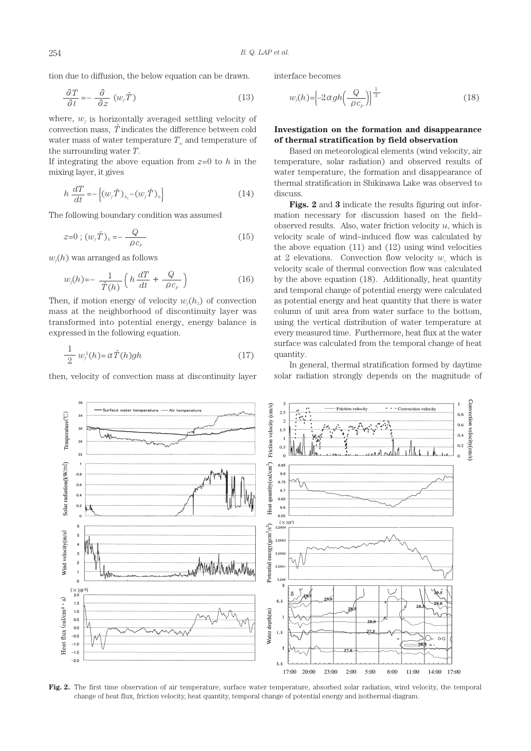tion due to diffusion, the below equation can be drawn.

$$\frac{\partial T}{\partial t} = -\frac{\partial}{\partial z}(w_f \hat{T}) \tag{13}$$

where, $w_f$ is horizontally averaged settling velocity of convection mass, $\hat{T}$ indicates the difference between cold water mass of water temperature $T_w$ and temperature of the surrounding water $T$.

If integrating the above equation from $z$=0 to $h$ in the mixing layer, it gives

$$h\frac{dT}{dt} = -\left\{(w_f \hat{T})_{h_1} - (w_f \hat{T})_0\right\} \tag{14}$$

The following boundary condition was assumed

$$z=0\ ;\ (w_f \hat{T})_0 = -\frac{Q}{\rho c_p} \tag{15}$$

$w_f(h)$ was arranged as follows

$$w_f(h) = -\frac{1}{\hat{T}(h)}\left(h\frac{dT}{dt} + \frac{Q}{\rho c_p}\right) \tag{16}$$

Then, if motion energy of velocity $w_f(h_1)$ of convection mass at the neighborhood of discontinuity layer was transformed into potential energy, energy balance is expressed in the following equation.

$$\frac{1}{2}w_f^2(h) = \alpha \hat{T}(h) gh \tag{17}$$

then, velocity of convection mass at discontinuity layer interface becomes

$$w_f(h) = \left\{-2\alpha gh\left(\frac{Q}{\rho c_p}\right)\right\}^{\frac{1}{3}} \tag{18}$$

### Investigation on the formation and disappearance of thermal stratification by field observation

Based on meteorological elements (wind velocity, air temperature, solar radiation) and observed results of water temperature, the formation and disappearance of thermal stratification in Shikinawa Lake was observed to discuss.

**Figs. 2** and **3** indicate the results figuring out information necessary for discussion based on the field–observed results. Also, water friction velocity $u_*$ which is velocity scale of wind–induced flow was calculated by the above equation (11) and (12) using wind velocities at 2 elevations. Convection flow velocity $w_c$ which is velocity scale of thermal convection flow was calculated by the above equation (18). Additionally, heat quantity and temporal change of potential energy were calculated as potential energy and heat quantity that there is water column of unit area from water surface to the bottom, using the vertical distribution of water temperature at every measured time. Furthermore, heat flux at the water surface was calculated from the temporal change of heat quantity.

In general, thermal stratification formed by daytime solar radiation strongly depends on the magnitude of

Temperature(℃)
Surface water temperature — Air temperature
Solar radiation(kW/m²)
Wind velocity(m/s)
Heat flux (cal/cm²・s) (×10⁻²)
Friction velocity (cm/s)
Friction velocity - - - Convection velocity
Convection velocity(cm/s)
Heat quantity(cal/cm²)
Potential energy(gcm²/s²) (×10⁷)
Water depth(m)
29.5 29.0 28.5 28.0 27.5 27.0
17:00 20:00 23:00 2:00 5:00 8:00 11:00 14:00 17:00

**Fig. 2.** The first time observation of air temperature, surface water temperature, absorbed solar radiation, wind velocity, the temporal change of heat flux, friction velocity, heat quantity, temporal change of potential energy and isothermal diagram.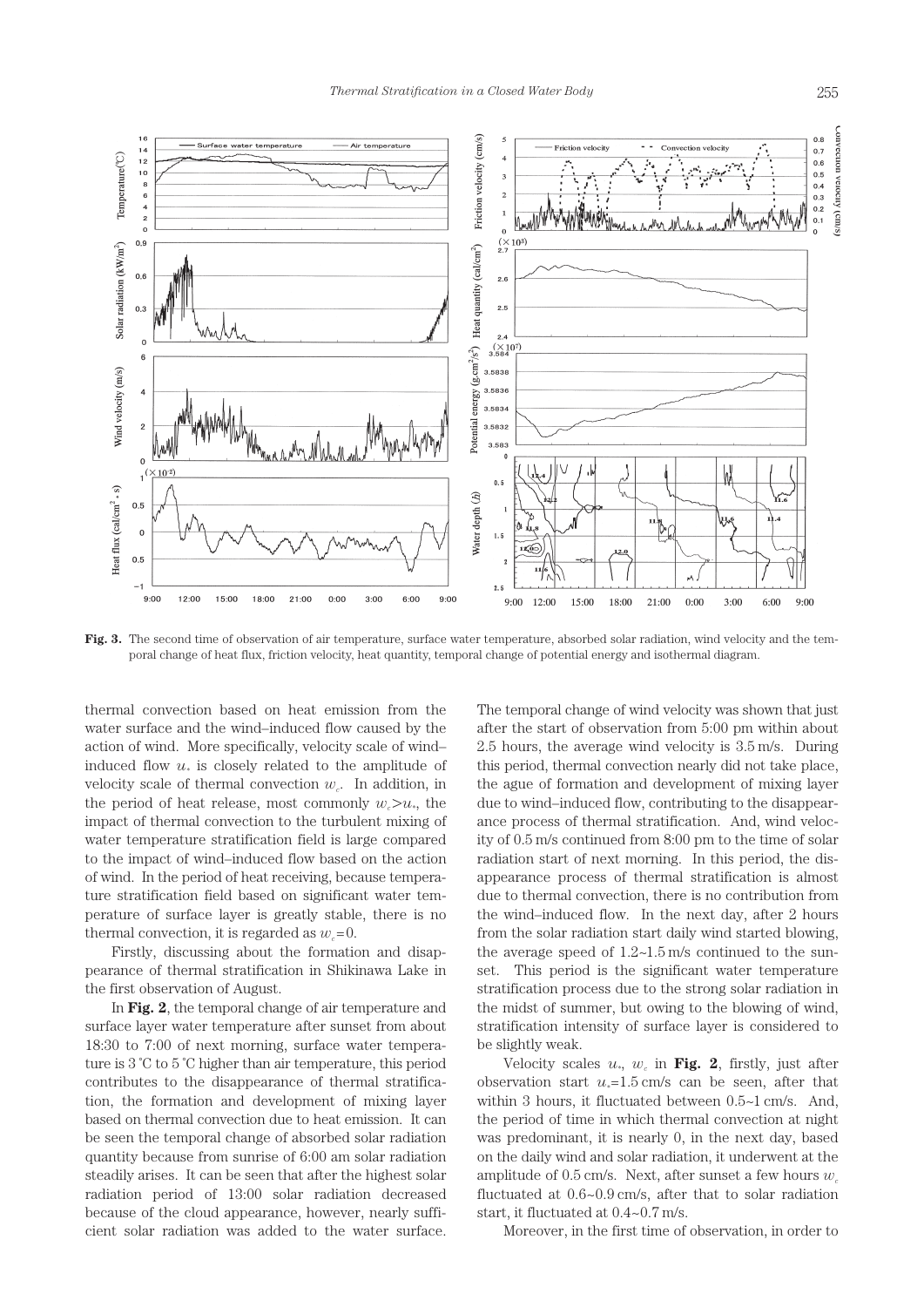Surface water temperature
Air temperature
Temperature(℃)
16
14
12
10
8
6
4
2
0

Solar radiation (kW/m²)
0.9
0.6
0.3
0

Wind velocity (m/s)
6
4
2
0

Heat flux (cal/cm²・s)
(×10⁻²)
1
0.5
0
0.5
−1
9:00 12:00 15:00 18:00 21:00 0:00 3:00 6:00 9:00

Friction velocity
Convection velocity
Friction velocity (cm/s)
5
4
3
2
1
0
Convection velocity (cm/s)
0.8
0.7
0.6
0.5
0.4
0.3
0.2
0.1
0

Heat quantity (cal/cm²)
(×10³)
2.7
2.6
2.5
2.4

Potential energy (g.cm²/s²)
(×10⁷)
3.584
3.5838
3.5836
3.5834
3.5832
3.583

Water depth (*h*)
0
0.5
1
1.5
2
2.5
12.4
12.2
11.8
12.0
11.6
12.0
11.8
11.6
11.4
11.6
9:00 12:00 15:00 18:00 21:00 0:00 3:00 6:00 9:00

**Fig. 3.** The second time of observation of air temperature, surface water temperature, absorbed solar radiation, wind velocity and the temporal change of heat flux, friction velocity, heat quantity, temporal change of potential energy and isothermal diagram.

thermal convection based on heat emission from the water surface and the wind–induced flow caused by the action of wind. More specifically, velocity scale of wind–induced flow $u_*$ is closely related to the amplitude of velocity scale of thermal convection $w_c$. In addition, in the period of heat release, most commonly $w_c > u_*$, the impact of thermal convection to the turbulent mixing of water temperature stratification field is large compared to the impact of wind–induced flow based on the action of wind. In the period of heat receiving, because temperature stratification field based on significant water temperature of surface layer is greatly stable, there is no thermal convection, it is regarded as $w_c = 0$.

Firstly, discussing about the formation and disappearance of thermal stratification in Shikinawa Lake in the first observation of August.

In **Fig. 2**, the temporal change of air temperature and surface layer water temperature after sunset from about 18:30 to 7:00 of next morning, surface water temperature is 3 ˚C to 5 ˚C higher than air temperature, this period contributes to the disappearance of thermal stratification, the formation and development of mixing layer based on thermal convection due to heat emission. It can be seen the temporal change of absorbed solar radiation quantity because from sunrise of 6:00 am solar radiation steadily arises. It can be seen that after the highest solar radiation period of 13:00 solar radiation decreased because of the cloud appearance, however, nearly sufficient solar radiation was added to the water surface. The temporal change of wind velocity was shown that just after the start of observation from 5:00 pm within about 2.5 hours, the average wind velocity is 3.5 m/s. During this period, thermal convection nearly did not take place, the ague of formation and development of mixing layer due to wind–induced flow, contributing to the disappearance process of thermal stratification. And, wind velocity of 0.5 m/s continued from 8:00 pm to the time of solar radiation start of next morning. In this period, the disappearance process of thermal stratification is almost due to thermal convection, there is no contribution from the wind–induced flow. In the next day, after 2 hours from the solar radiation start daily wind started blowing, the average speed of 1.2~1.5 m/s continued to the sunset. This period is the significant water temperature stratification process due to the strong solar radiation in the midst of summer, but owing to the blowing of wind, stratification intensity of surface layer is considered to be slightly weak.

Velocity scales $u_*$, $w_c$ in **Fig. 2**, firstly, just after observation start $u_*$=1.5 cm/s can be seen, after that within 3 hours, it fluctuated between 0.5~1 cm/s. And, the period of time in which thermal convection at night was predominant, it is nearly 0, in the next day, based on the daily wind and solar radiation, it underwent at the amplitude of 0.5 cm/s. Next, after sunset a few hours $w_c$ fluctuated at 0.6~0.9 cm/s, after that to solar radiation start, it fluctuated at 0.4~0.7 m/s.

Moreover, in the first time of observation, in order to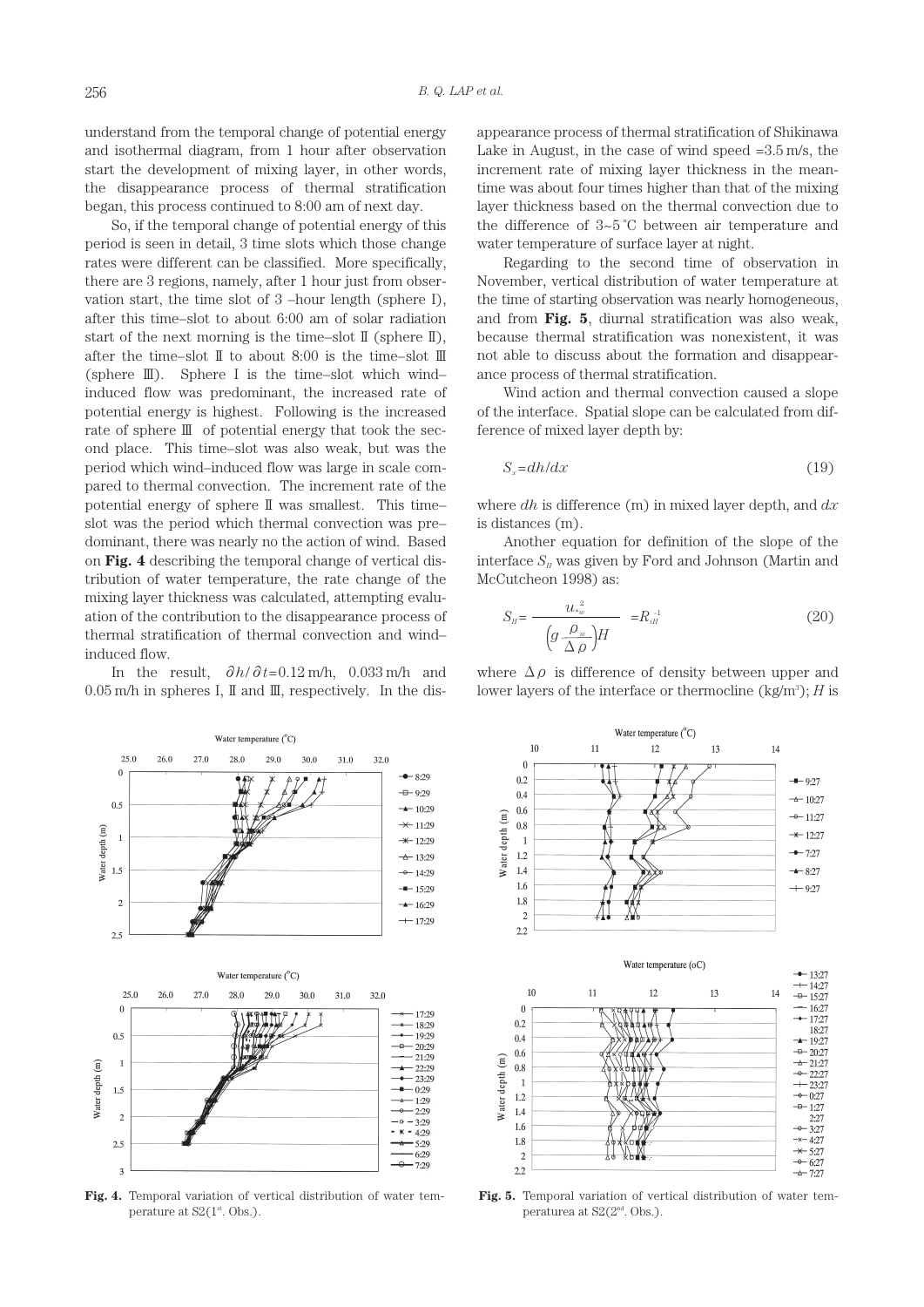understand from the temporal change of potential energy and isothermal diagram, from 1 hour after observation start the development of mixing layer, in other words, the disappearance process of thermal stratification began, this process continued to 8:00 am of next day.

So, if the temporal change of potential energy of this period is seen in detail, 3 time slots which those change rates were different can be classified. More specifically, there are 3 regions, namely, after 1 hour just from observation start, the time slot of 3 –hour length (sphere I), after this time–slot to about 6:00 am of solar radiation start of the next morning is the time–slot II (sphere II), after the time–slot II to about 8:00 is the time–slot III (sphere III). Sphere I is the time–slot which wind–induced flow was predominant, the increased rate of potential energy is highest. Following is the increased rate of sphere III of potential energy that took the second place. This time–slot was also weak, but was the period which wind–induced flow was large in scale compared to thermal convection. The increment rate of the potential energy of sphere II was smallest. This time–slot was the period which thermal convection was pre–dominant, there was nearly no the action of wind. Based on **Fig. 4** describing the temporal change of vertical distribution of water temperature, the rate change of the mixing layer thickness was calculated, attempting evaluation of the contribution to the disappearance process of thermal stratification of thermal convection and wind–induced flow.

In the result, $\partial h/\partial t$=0.12 m/h, 0.033 m/h and 0.05 m/h in spheres I, II and III, respectively. In the disappearance process of thermal stratification of Shikinawa Lake in August, in the case of wind speed =3.5 m/s, the increment rate of mixing layer thickness in the meantime was about four times higher than that of the mixing layer thickness based on the thermal convection due to the difference of 3~5 °C between air temperature and water temperature of surface layer at night.

Regarding to the second time of observation in November, vertical distribution of water temperature at the time of starting observation was nearly homogeneous, and from **Fig. 5**, diurnal stratification was also weak, because thermal stratification was nonexistent, it was not able to discuss about the formation and disappearance process of thermal stratification.

Wind action and thermal convection caused a slope of the interface. Spatial slope can be calculated from difference of mixed layer depth by:

$$S_x = dh/dx \tag{19}$$

where $dh$ is difference (m) in mixed layer depth, and $dx$ is distances (m).

Another equation for definition of the slope of the interface $S_H$ was given by Ford and Johnson (Martin and McCutcheon 1998) as:

$$S_H = \frac{u_{*w}^2}{\left(g\dfrac{\rho_w}{\Delta\rho}\right)H} = R_{iH}^{-1} \tag{20}$$

where $\Delta\rho$ is difference of density between upper and lower layers of the interface or thermocline (kg/m$^3$); $H$ is

**Fig. 4.** Temporal variation of vertical distribution of water temperature at S2(1st. Obs.).

**Fig. 5.** Temporal variation of vertical distribution of water temperaturea at S2(2nd. Obs.).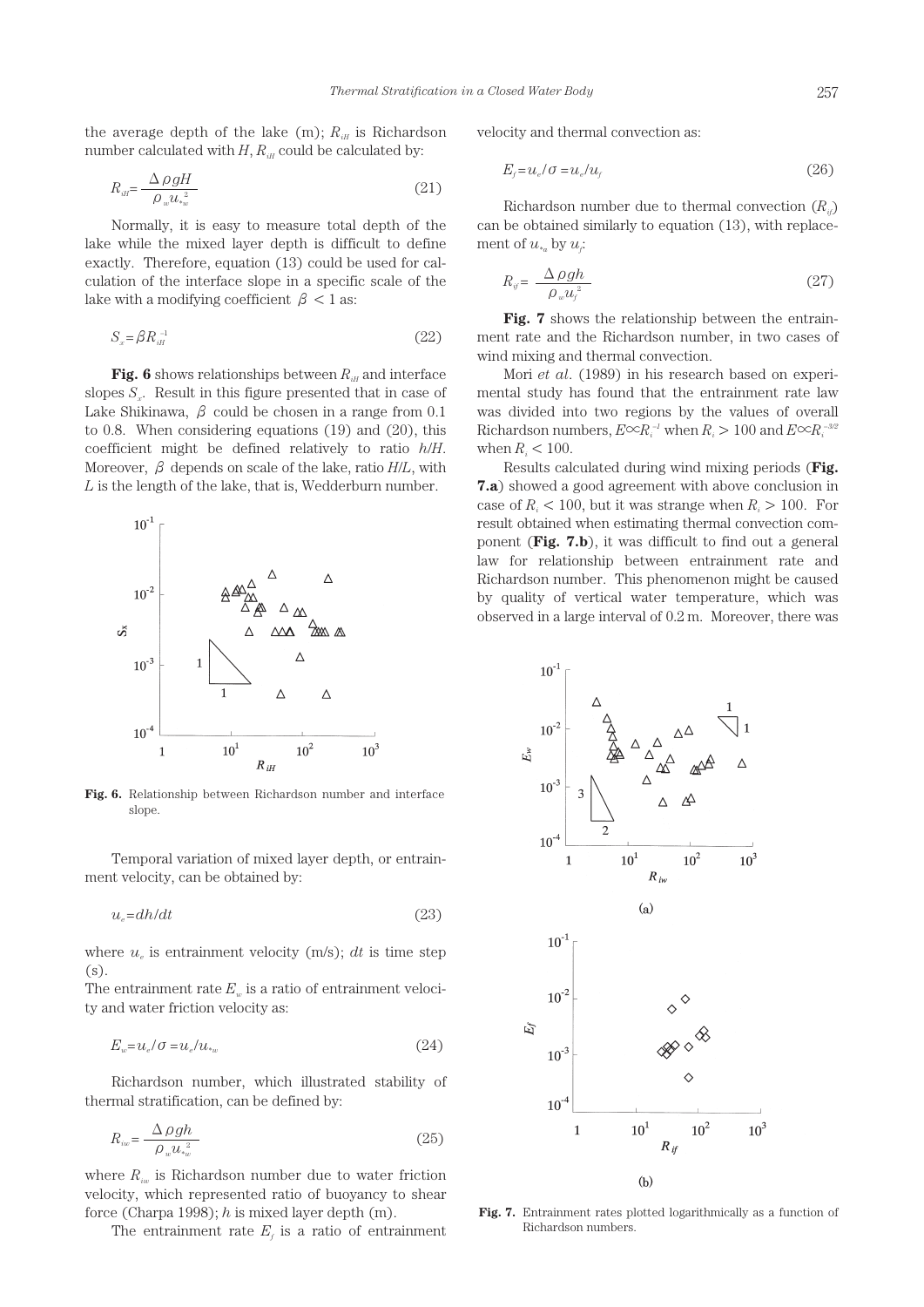the average depth of the lake (m); $R_{iH}$ is Richardson number calculated with $H$, $R_{iH}$ could be calculated by:

$$R_{iH}=\frac{\Delta \rho g H}{\rho_w u_{*w}^2} \tag{21}$$

Normally, it is easy to measure total depth of the lake while the mixed layer depth is difficult to define exactly. Therefore, equation (13) could be used for calculation of the interface slope in a specific scale of the lake with a modifying coefficient $\beta < 1$ as:

$$S_x=\beta R_{iH}^{-1} \tag{22}$$

**Fig. 6** shows relationships between $R_{iH}$ and interface slopes $S_x$. Result in this figure presented that in case of Lake Shikinawa, $\beta$ could be chosen in a range from 0.1 to 0.8. When considering equations (19) and (20), this coefficient might be defined relatively to ratio $h/H$. Moreover, $\beta$ depends on scale of the lake, ratio $H/L$, with $L$ is the length of the lake, that is, Wedderburn number.

$10^{-1}$
$10^{-2}$
$10^{-3}$
$10^{-4}$
$S_x$
1
1
1
$10^{1}$
$10^{2}$
$10^{3}$
$R_{iH}$

**Fig. 6.** Relationship between Richardson number and interface slope.

Temporal variation of mixed layer depth, or entrainment velocity, can be obtained by:

$$u_e=dh/dt \tag{23}$$

where $u_e$ is entrainment velocity (m/s); $dt$ is time step (s).

The entrainment rate $E_w$ is a ratio of entrainment velocity and water friction velocity as:

$$E_w=u_e/\sigma=u_e/u_{*w} \tag{24}$$

Richardson number, which illustrated stability of thermal stratification, can be defined by:

$$R_{iw}=\frac{\Delta \rho g h}{\rho_w u_{*w}^2} \tag{25}$$

where $R_{iw}$ is Richardson number due to water friction velocity, which represented ratio of buoyancy to shear force (Charpa 1998); $h$ is mixed layer depth (m).

The entrainment rate $E_f$ is a ratio of entrainment velocity and thermal convection as:

$$E_f=u_e/\sigma=u_e/u_f \tag{26}$$

Richardson number due to thermal convection ($R_{if}$) can be obtained similarly to equation (13), with replacement of $u_{*a}$ by $u_f$:

$$R_{if}=\frac{\Delta \rho g h}{\rho_w u_f^2} \tag{27}$$

**Fig. 7** shows the relationship between the entrainment rate and the Richardson number, in two cases of wind mixing and thermal convection.

Mori *et al*. (1989) in his research based on experimental study has found that the entrainment rate law was divided into two regions by the values of overall Richardson numbers, $E \propto R_i^{-1}$ when $R_i > 100$ and $E \propto R_i^{-3/2}$ when $R_i < 100$.

Results calculated during wind mixing periods (**Fig. 7.a**) showed a good agreement with above conclusion in case of $R_i < 100$, but it was strange when $R_i > 100$. For result obtained when estimating thermal convection component (**Fig. 7.b**), it was difficult to find out a general law for relationship between entrainment rate and Richardson number. This phenomenon might be caused by quality of vertical water temperature, which was observed in a large interval of 0.2 m. Moreover, there was

$10^{-1}$
$10^{-2}$
$10^{-3}$
$10^{-4}$
$E_w$
1
1
3
2
1
$10^{1}$
$10^{2}$
$10^{3}$
$R_{iw}$
(a)

$10^{-1}$
$10^{-2}$
$10^{-3}$
$10^{-4}$
$E_f$
1
$10^{1}$
$10^{2}$
$10^{3}$
$R_{if}$
(b)

**Fig. 7.** Entrainment rates plotted logarithmically as a function of Richardson numbers.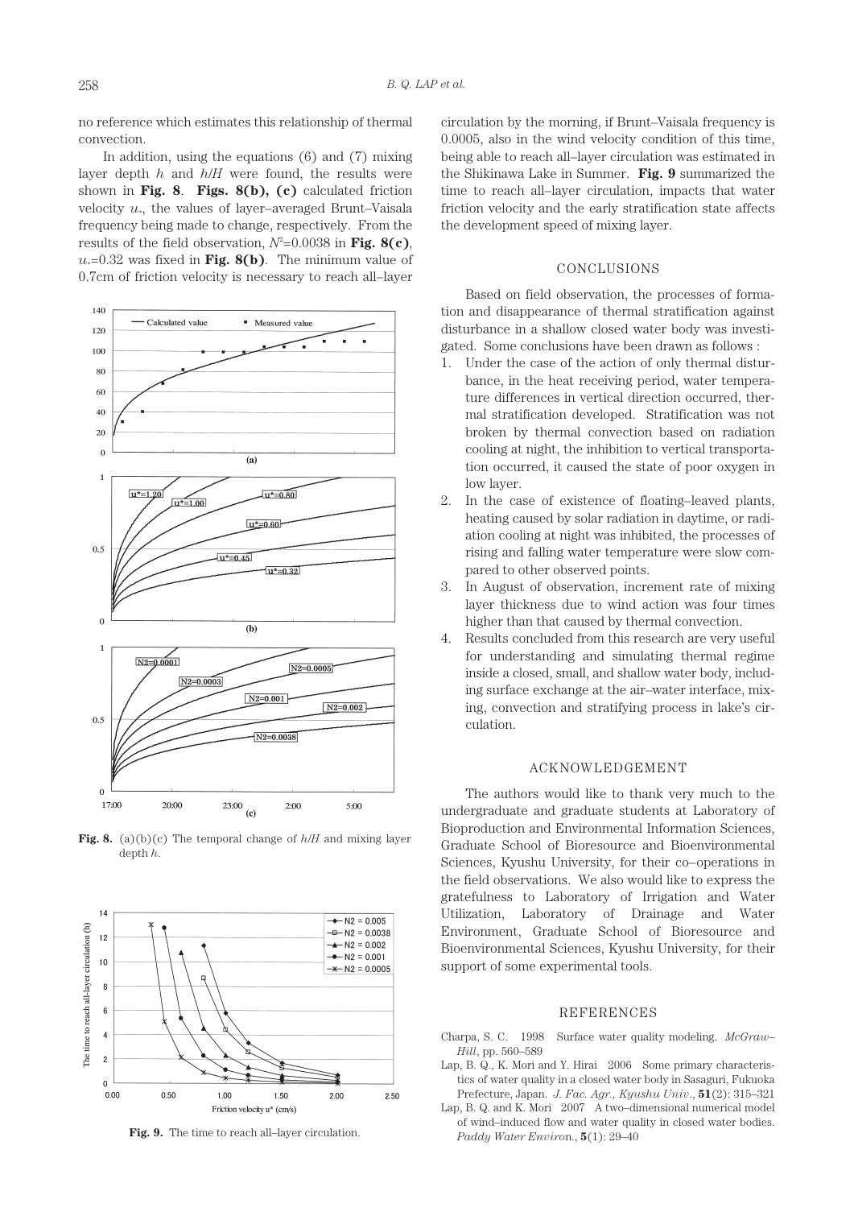no reference which estimates this relationship of thermal convection.

In addition, using the equations (6) and (7) mixing layer depth $h$ and $h/H$ were found, the results were shown in **Fig. 8**. **Figs. 8(b), (c)** calculated friction velocity $u_*$, the values of layer–averaged Brunt–Vaisala frequency being made to change, respectively. From the results of the field observation, $N^2$=0.0038 in **Fig. 8(c)**, $u_*$=0.32 was fixed in **Fig. 8(b)**. The minimum value of 0.7cm of friction velocity is necessary to reach all–layer circulation by the morning, if Brunt–Vaisala frequency is 0.0005, also in the wind velocity condition of this time, being able to reach all–layer circulation was estimated in the Shikinawa Lake in Summer. **Fig. 9** summarized the time to reach all–layer circulation, impacts that water friction velocity and the early stratification state affects the development speed of mixing layer.

140
120
100
80
60
40
20
0
Calculated value
Measured value
(a)

1
0.5
0
u*=1.20
u*=1.00
u*=0.80
u*=0.60
u*=0.45
u*=0.32
(b)

1
0.5
0
N2=0.0001
N2=0.0003
N2=0.0005
N2=0.001
N2=0.002
N2=0.0038
17:00
20:00
23:00
2:00
5:00
(c)

**Fig. 8.** (a)(b)(c) The temporal change of $h/H$ and mixing layer depth $h$.

14
12
10
8
6
4
2
0
The time to reach all-layer circulation (h)
0.00
0.50
1.00
1.50
2.00
2.50
Friction velocity u* (cm/s)
N2 = 0.005
N2 = 0.0038
N2 = 0.002
N2 = 0.001
N2 = 0.0005

**Fig. 9.** The time to reach all–layer circulation.

## CONCLUSIONS

Based on field observation, the processes of formation and disappearance of thermal stratification against disturbance in a shallow closed water body was investigated. Some conclusions have been drawn as follows :

1. Under the case of the action of only thermal disturbance, in the heat receiving period, water temperature differences in vertical direction occurred, thermal stratification developed. Stratification was not broken by thermal convection based on radiation cooling at night, the inhibition to vertical transportation occurred, it caused the state of poor oxygen in low layer.
2. In the case of existence of floating–leaved plants, heating caused by solar radiation in daytime, or radiation cooling at night was inhibited, the processes of rising and falling water temperature were slow compared to other observed points.
3. In August of observation, increment rate of mixing layer thickness due to wind action was four times higher than that caused by thermal convection.
4. Results concluded from this research are very useful for understanding and simulating thermal regime inside a closed, small, and shallow water body, including surface exchange at the air–water interface, mixing, convection and stratifying process in lake's circulation.

## ACKNOWLEDGEMENT

The authors would like to thank very much to the undergraduate and graduate students at Laboratory of Bioproduction and Environmental Information Sciences, Graduate School of Bioresource and Bioenvironmental Sciences, Kyushu University, for their co–operations in the field observations. We also would like to express the gratefulness to Laboratory of Irrigation and Water Utilization, Laboratory of Drainage and Water Environment, Graduate School of Bioresource and Bioenvironmental Sciences, Kyushu University, for their support of some experimental tools.

## REFERENCES

Charpa, S. C. 1998 Surface water quality modeling. *McGraw–Hill*, pp. 560–589

Lap, B. Q., K. Mori and Y. Hirai 2006 Some primary characteristics of water quality in a closed water body in Sasaguri, Fukuoka Prefecture, Japan. *J. Fac. Agr., Kyushu Univ.*, **51**(2): 315–321

Lap, B. Q. and K. Mori 2007 A two–dimensional numerical model of wind–induced flow and water quality in closed water bodies. *Paddy Water Environ.*, **5**(1): 29–40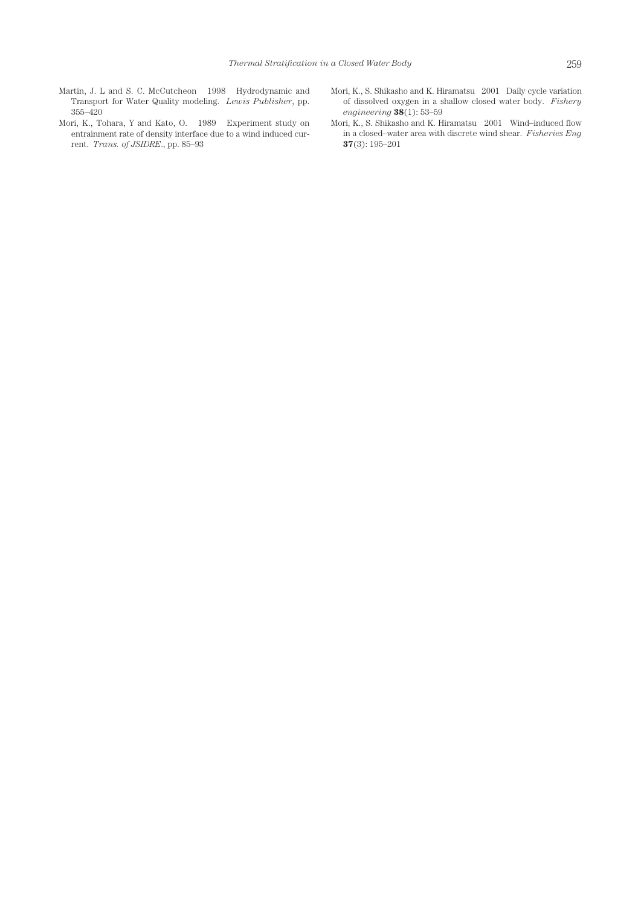Martin, J. L and S. C. McCutcheon 1998 Hydrodynamic and Transport for Water Quality modeling. *Lewis Publisher*, pp. 355–420

Mori, K., Tohara, Y and Kato, O. 1989 Experiment study on entrainment rate of density interface due to a wind induced current. *Trans. of JSIDRE*., pp. 85–93

Mori, K., S. Shikasho and K. Hiramatsu 2001 Daily cycle variation of dissolved oxygen in a shallow closed water body. *Fishery engineering* **38**(1): 53–59

Mori, K., S. Shikasho and K. Hiramatsu 2001 Wind–induced flow in a closed–water area with discrete wind shear. *Fisheries Eng* **37**(3): 195–201